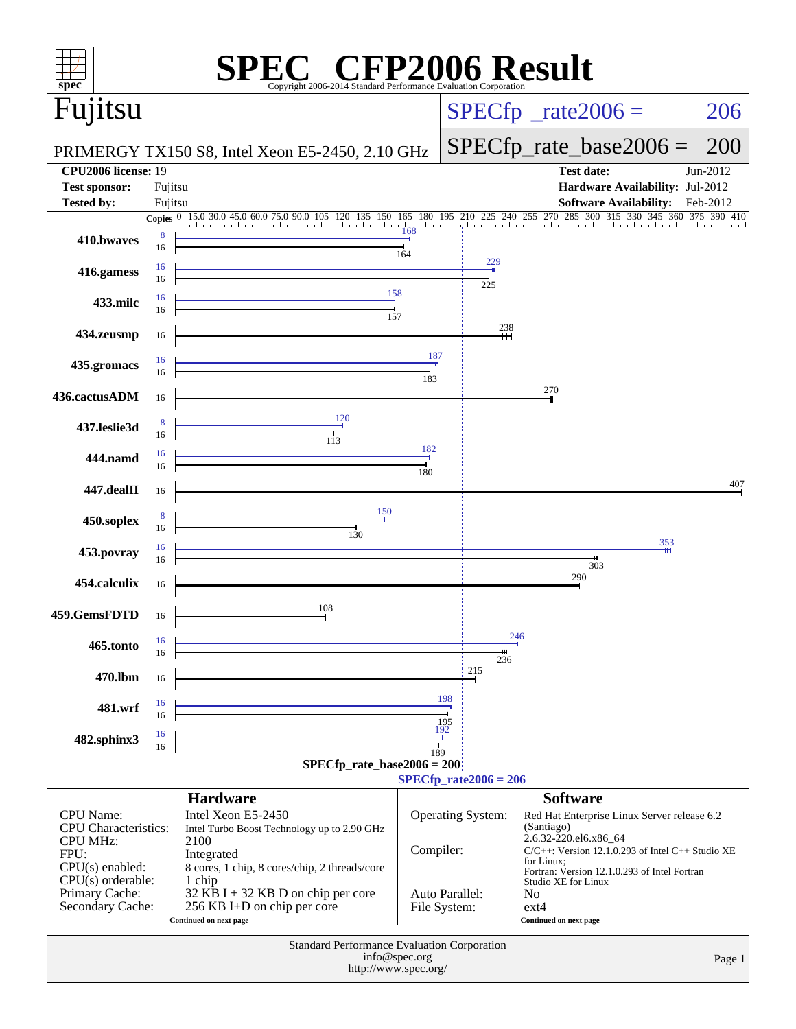# SPEC CFP2006 Result

Copyright 2006-2014 Standard Performance Evaluation Corporation

## Fujitsu

PRIMERGY TX150 S8, Intel Xeon E5-2450, 2.10 GHz

SPECfp_rate2006 = 206

SPECfp_rate_base2006 = 200

| | | | |
|---|---|---|---|
| **CPU2006 license:** 19 | | **Test date:** | Jun-2012 |
| **Test sponsor:** | Fujitsu | **Hardware Availability:** | Jul-2012 |
| **Tested by:** | Fujitsu | **Software Availability:** | Feb-2012 |

| Benchmark | Copies (peak) | Copies (base) | Peak | Base |
|---|---|---|---|---|
| 410.bwaves | 8 | 16 | 168 | 164 |
| 416.gamess | 16 | 16 | 229 | 225 |
| 433.milc | 16 | 16 | 158 | 157 |
| 434.zeusmp | | 16 | | 238 |
| 435.gromacs | 16 | 16 | 187 | 183 |
| 436.cactusADM | | 16 | | 270 |
| 437.leslie3d | 8 | 16 | 120 | 113 |
| 444.namd | 16 | 16 | 182 | 180 |
| 447.dealII | | 16 | | 407 |
| 450.soplex | 8 | 16 | 150 | 130 |
| 453.povray | 16 | 16 | 353 | 303 |
| 454.calculix | | 16 | | 290 |
| 459.GemsFDTD | | 16 | | 108 |
| 465.tonto | 16 | 16 | 246 | 236 |
| 470.lbm | | 16 | | 215 |
| 481.wrf | 16 | 16 | 198 | 195 |
| 482.sphinx3 | 16 | 16 | 192 | 189 |

SPECfp_rate_base2006 = 200

SPECfp_rate2006 = 206

### Hardware

| | |
|---|---|
| CPU Name: | Intel Xeon E5-2450 |
| CPU Characteristics: | Intel Turbo Boost Technology up to 2.90 GHz |
| CPU MHz: | 2100 |
| FPU: | Integrated |
| CPU(s) enabled: | 8 cores, 1 chip, 8 cores/chip, 2 threads/core |
| CPU(s) orderable: | 1 chip |
| Primary Cache: | 32 KB I + 32 KB D on chip per core |
| Secondary Cache: | 256 KB I+D on chip per core |

Continued on next page

### Software

| | |
|---|---|
| Operating System: | Red Hat Enterprise Linux Server release 6.2 (Santiago) 2.6.32-220.el6.x86_64 |
| Compiler: | C/C++: Version 12.1.0.293 of Intel C++ Studio XE for Linux; Fortran: Version 12.1.0.293 of Intel Fortran Studio XE for Linux |
| Auto Parallel: | No |
| File System: | ext4 |

Continued on next page

Standard Performance Evaluation Corporation
info@spec.org
http://www.spec.org/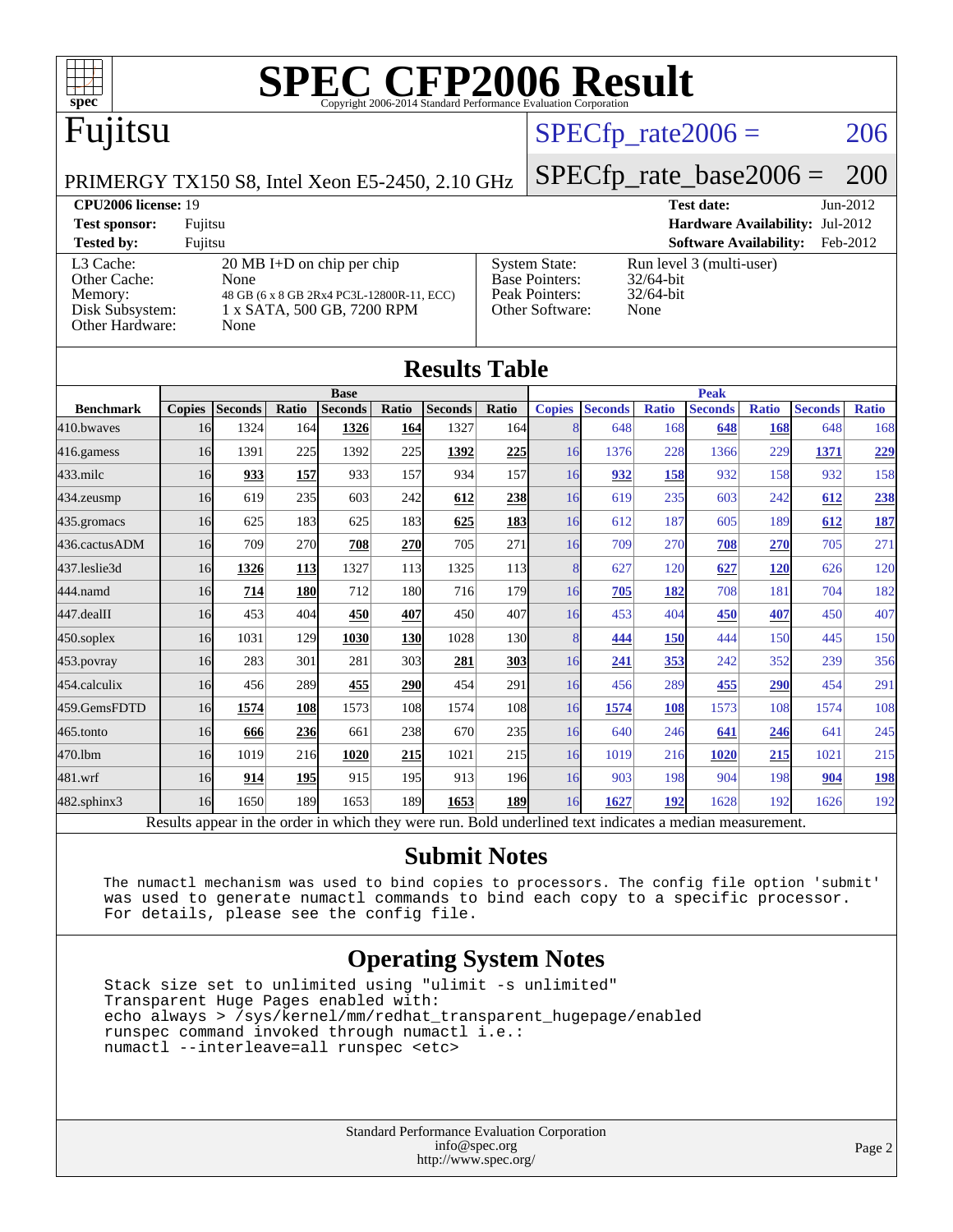# SPEC CFP2006 Result

Copyright 2006-2014 Standard Performance Evaluation Corporation

## Fujitsu

PRIMERGY TX150 S8, Intel Xeon E5-2450, 2.10 GHz

SPECfp_rate2006 = 206

SPECfp_rate_base2006 = 200

**CPU2006 license:** 19 | **Test date:** Jun-2012
**Test sponsor:** Fujitsu | **Hardware Availability:** Jul-2012
**Tested by:** Fujitsu | **Software Availability:** Feb-2012

| | | | |
|---|---|---|---|
| L3 Cache: | 20 MB I+D on chip per chip | System State: | Run level 3 (multi-user) |
| Other Cache: | None | Base Pointers: | 32/64-bit |
| Memory: | 48 GB (6 x 8 GB 2Rx4 PC3L-12800R-11, ECC) | Peak Pointers: | 32/64-bit |
| Disk Subsystem: | 1 x SATA, 500 GB, 7200 RPM | Other Software: | None |
| Other Hardware: | None | | |

## Results Table

| | Base | | | | | | | Peak | | | | | | |
|---|---|---|---|---|---|---|---|---|---|---|---|---|---|---|
| **Benchmark** | **Copies** | **Seconds** | **Ratio** | **Seconds** | **Ratio** | **Seconds** | **Ratio** | **Copies** | **Seconds** | **Ratio** | **Seconds** | **Ratio** | **Seconds** | **Ratio** |
| 410.bwaves | 16 | 1324 | 164 | **1326** | **164** | 1327 | 164 | 8 | 648 | 168 | **648** | **168** | 648 | 168 |
| 416.gamess | 16 | 1391 | 225 | 1392 | 225 | **1392** | **225** | 16 | 1376 | 228 | 1366 | 229 | **1371** | **229** |
| 433.milc | 16 | **933** | **157** | 933 | 157 | 934 | 157 | 16 | **932** | **158** | 932 | 158 | 932 | 158 |
| 434.zeusmp | 16 | 619 | 235 | 603 | 242 | **612** | **238** | 16 | 619 | 235 | 603 | 242 | **612** | **238** |
| 435.gromacs | 16 | 625 | 183 | 625 | 183 | **625** | **183** | 16 | 612 | 187 | 605 | 189 | **612** | **187** |
| 436.cactusADM | 16 | 709 | 270 | **708** | **270** | 705 | 271 | 16 | 709 | 270 | **708** | **270** | 705 | 271 |
| 437.leslie3d | 16 | **1326** | **113** | 1327 | 113 | 1325 | 113 | 8 | 627 | 120 | **627** | **120** | 626 | 120 |
| 444.namd | 16 | **714** | **180** | 712 | 180 | 716 | 179 | 16 | **705** | **182** | 708 | 181 | 704 | 182 |
| 447.dealII | 16 | 453 | 404 | **450** | **407** | 450 | 407 | 16 | 453 | 404 | **450** | **407** | 450 | 407 |
| 450.soplex | 16 | 1031 | 129 | **1030** | **130** | 1028 | 130 | 8 | **444** | **150** | 444 | 150 | 445 | 150 |
| 453.povray | 16 | 283 | 301 | 281 | 303 | **281** | **303** | 16 | **241** | **353** | 242 | 352 | 239 | 356 |
| 454.calculix | 16 | 456 | 289 | **455** | **290** | 454 | 291 | 16 | 456 | 289 | **455** | **290** | 454 | 291 |
| 459.GemsFDTD | 16 | **1574** | **108** | 1573 | 108 | 1574 | 108 | 16 | **1574** | **108** | 1573 | 108 | 1574 | 108 |
| 465.tonto | 16 | **666** | **236** | 661 | 238 | 670 | 235 | 16 | 640 | 246 | **641** | **246** | 641 | 245 |
| 470.lbm | 16 | 1019 | 216 | **1020** | **215** | 1021 | 215 | 16 | 1019 | 216 | **1020** | **215** | 1021 | 215 |
| 481.wrf | 16 | **914** | **195** | 915 | 195 | 913 | 196 | 16 | 903 | 198 | 904 | 198 | **904** | **198** |
| 482.sphinx3 | 16 | 1650 | 189 | 1653 | 189 | **1653** | **189** | 16 | **1627** | **192** | 1628 | 192 | 1626 | 192 |

Results appear in the order in which they were run. Bold underlined text indicates a median measurement.

## Submit Notes

```
The numactl mechanism was used to bind copies to processors. The config file option 'submit'
was used to generate numactl commands to bind each copy to a specific processor.
For details, please see the config file.
```

## Operating System Notes

```
Stack size set to unlimited using "ulimit -s unlimited"
Transparent Huge Pages enabled with:
echo always > /sys/kernel/mm/redhat_transparent_hugepage/enabled
runspec command invoked through numactl i.e.:
numactl --interleave=all runspec <etc>
```

Standard Performance Evaluation Corporation
info@spec.org
http://www.spec.org/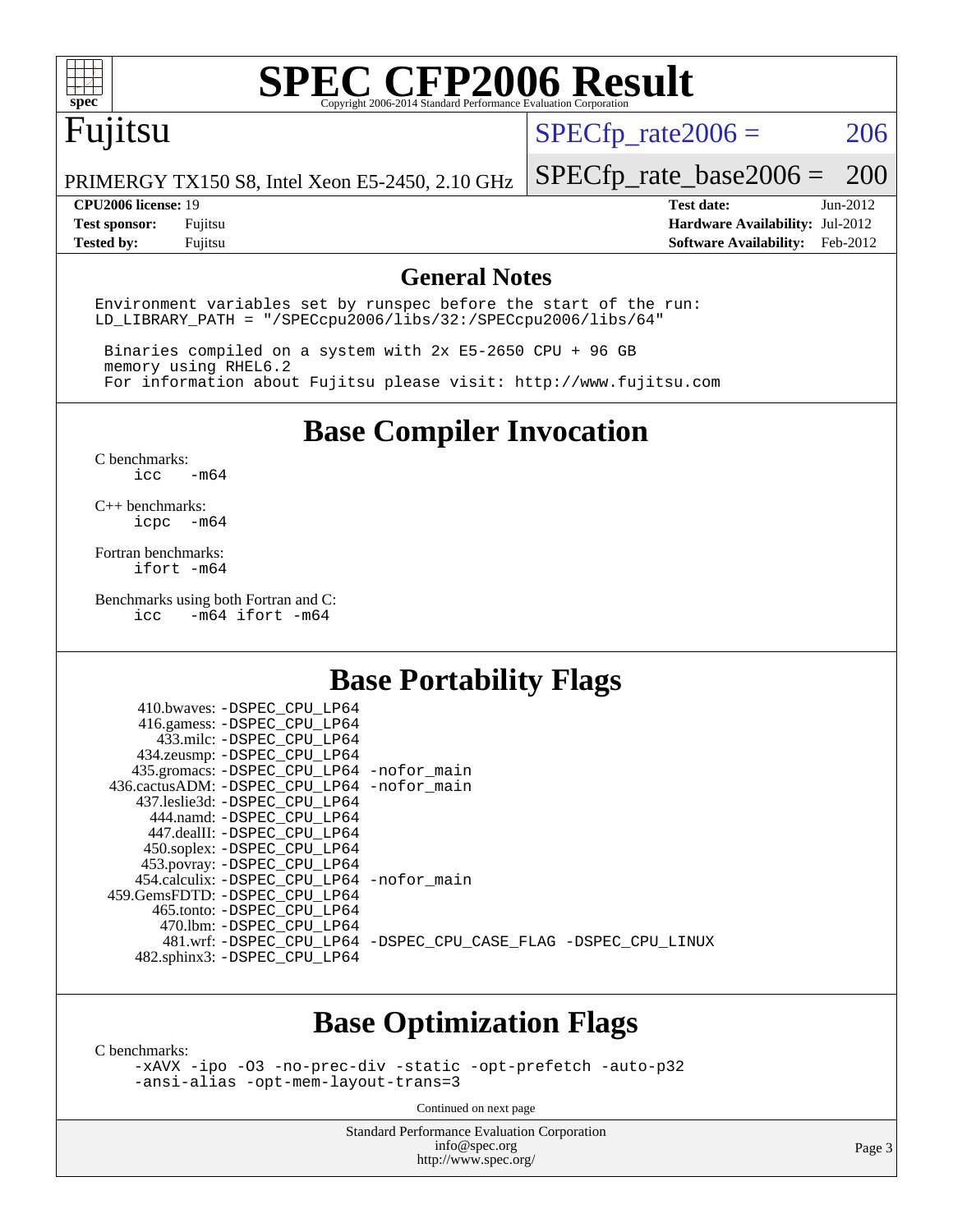# SPEC CFP2006 Result

Copyright 2006-2014 Standard Performance Evaluation Corporation

## Fujitsu

PRIMERGY TX150 S8, Intel Xeon E5-2450, 2.10 GHz

SPECfp_rate2006 = 206

SPECfp_rate_base2006 = 200

| | | | |
|---|---|---|---|
| **CPU2006 license:** | 19 | **Test date:** | Jun-2012 |
| **Test sponsor:** | Fujitsu | **Hardware Availability:** | Jul-2012 |
| **Tested by:** | Fujitsu | **Software Availability:** | Feb-2012 |

## General Notes

```
Environment variables set by runspec before the start of the run:
LD_LIBRARY_PATH = "/SPECcpu2006/libs/32:/SPECcpu2006/libs/64"

 Binaries compiled on a system with 2x E5-2650 CPU + 96 GB
 memory using RHEL6.2
 For information about Fujitsu please visit: http://www.fujitsu.com
```

## Base Compiler Invocation

C benchmarks:
```
icc   -m64
```

C++ benchmarks:
```
icpc  -m64
```

Fortran benchmarks:
```
ifort -m64
```

Benchmarks using both Fortran and C:
```
icc   -m64 ifort -m64
```

## Base Portability Flags

```
    410.bwaves: -DSPEC_CPU_LP64
    416.gamess: -DSPEC_CPU_LP64
      433.milc: -DSPEC_CPU_LP64
    434.zeusmp: -DSPEC_CPU_LP64
   435.gromacs: -DSPEC_CPU_LP64 -nofor_main
 436.cactusADM: -DSPEC_CPU_LP64 -nofor_main
   437.leslie3d: -DSPEC_CPU_LP64
      444.namd: -DSPEC_CPU_LP64
    447.dealII: -DSPEC_CPU_LP64
    450.soplex: -DSPEC_CPU_LP64
    453.povray: -DSPEC_CPU_LP64
  454.calculix: -DSPEC_CPU_LP64 -nofor_main
 459.GemsFDTD: -DSPEC_CPU_LP64
     465.tonto: -DSPEC_CPU_LP64
       470.lbm: -DSPEC_CPU_LP64
       481.wrf: -DSPEC_CPU_LP64 -DSPEC_CPU_CASE_FLAG -DSPEC_CPU_LINUX
   482.sphinx3: -DSPEC_CPU_LP64
```

## Base Optimization Flags

C benchmarks:
```
-xAVX -ipo -O3 -no-prec-div -static -opt-prefetch -auto-p32
-ansi-alias -opt-mem-layout-trans=3
```

Continued on next page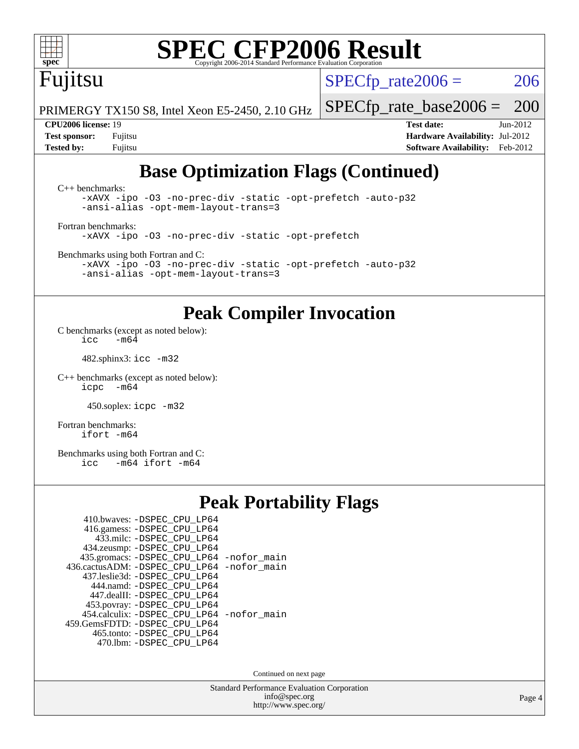# SPEC CFP2006 Result

Copyright 2006-2014 Standard Performance Evaluation Corporation

## Fujitsu

PRIMERGY TX150 S8, Intel Xeon E5-2450, 2.10 GHz

SPECfp_rate2006 = 206

SPECfp_rate_base2006 = 200

| | | | |
|---|---|---|---|
| **CPU2006 license:** | 19 | **Test date:** | Jun-2012 |
| **Test sponsor:** | Fujitsu | **Hardware Availability:** | Jul-2012 |
| **Tested by:** | Fujitsu | **Software Availability:** | Feb-2012 |

## Base Optimization Flags (Continued)

C++ benchmarks:

```
-xAVX -ipo -O3 -no-prec-div -static -opt-prefetch -auto-p32
-ansi-alias -opt-mem-layout-trans=3
```

Fortran benchmarks:

```
-xAVX -ipo -O3 -no-prec-div -static -opt-prefetch
```

Benchmarks using both Fortran and C:

```
-xAVX -ipo -O3 -no-prec-div -static -opt-prefetch -auto-p32
-ansi-alias -opt-mem-layout-trans=3
```

## Peak Compiler Invocation

C benchmarks (except as noted below):

```
icc   -m64
```

482.sphinx3: `icc -m32`

C++ benchmarks (except as noted below):

```
icpc  -m64
```

450.soplex: `icpc -m32`

Fortran benchmarks:

```
ifort -m64
```

Benchmarks using both Fortran and C:

```
icc   -m64 ifort -m64
```

## Peak Portability Flags

410.bwaves: `-DSPEC_CPU_LP64`
416.gamess: `-DSPEC_CPU_LP64`
433.milc: `-DSPEC_CPU_LP64`
434.zeusmp: `-DSPEC_CPU_LP64`
435.gromacs: `-DSPEC_CPU_LP64 -nofor_main`
436.cactusADM: `-DSPEC_CPU_LP64 -nofor_main`
437.leslie3d: `-DSPEC_CPU_LP64`
444.namd: `-DSPEC_CPU_LP64`
447.dealII: `-DSPEC_CPU_LP64`
453.povray: `-DSPEC_CPU_LP64`
454.calculix: `-DSPEC_CPU_LP64 -nofor_main`
459.GemsFDTD: `-DSPEC_CPU_LP64`
465.tonto: `-DSPEC_CPU_LP64`
470.lbm: `-DSPEC_CPU_LP64`

Continued on next page

Standard Performance Evaluation Corporation
info@spec.org
http://www.spec.org/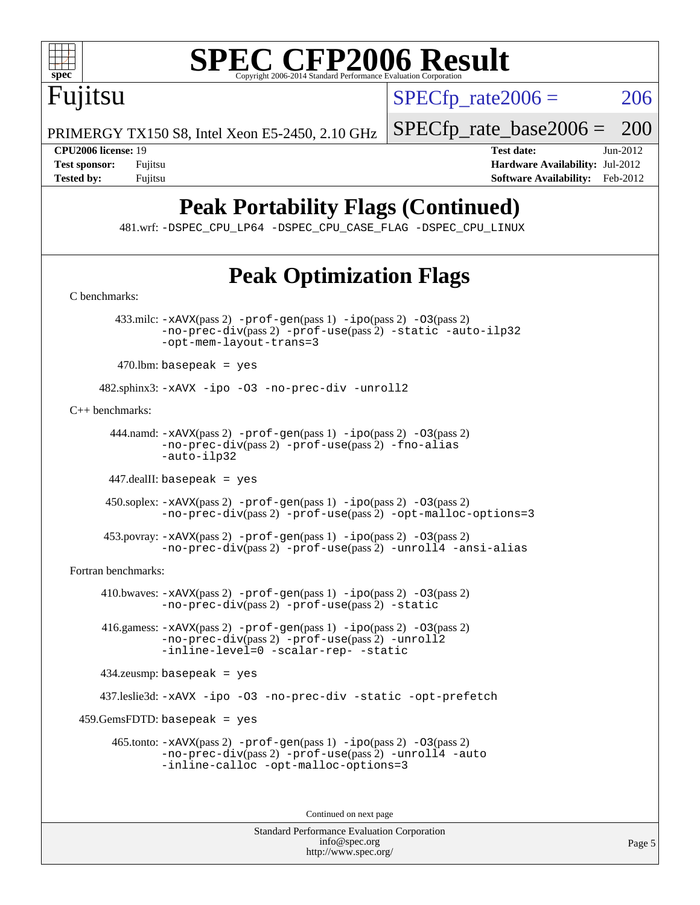# Fujitsu

PRIMERGY TX150 S8, Intel Xeon E5-2450, 2.10 GHz

SPECfp_rate2006 = 206

SPECfp_rate_base2006 = 200

**CPU2006 license:** 19
**Test sponsor:** Fujitsu
**Tested by:** Fujitsu

**Test date:** Jun-2012
**Hardware Availability:** Jul-2012
**Software Availability:** Feb-2012

## Peak Portability Flags (Continued)

481.wrf: -DSPEC_CPU_LP64 -DSPEC_CPU_CASE_FLAG -DSPEC_CPU_LINUX

## Peak Optimization Flags

C benchmarks:

433.milc: -xAVX(pass 2) -prof-gen(pass 1) -ipo(pass 2) -O3(pass 2) -no-prec-div(pass 2) -prof-use(pass 2) -static -auto-ilp32 -opt-mem-layout-trans=3

470.lbm: basepeak = yes

482.sphinx3: -xAVX -ipo -O3 -no-prec-div -unroll2

C++ benchmarks:

444.namd: -xAVX(pass 2) -prof-gen(pass 1) -ipo(pass 2) -O3(pass 2) -no-prec-div(pass 2) -prof-use(pass 2) -fno-alias -auto-ilp32

447.dealII: basepeak = yes

450.soplex: -xAVX(pass 2) -prof-gen(pass 1) -ipo(pass 2) -O3(pass 2) -no-prec-div(pass 2) -prof-use(pass 2) -opt-malloc-options=3

453.povray: -xAVX(pass 2) -prof-gen(pass 1) -ipo(pass 2) -O3(pass 2) -no-prec-div(pass 2) -prof-use(pass 2) -unroll4 -ansi-alias

Fortran benchmarks:

410.bwaves: -xAVX(pass 2) -prof-gen(pass 1) -ipo(pass 2) -O3(pass 2) -no-prec-div(pass 2) -prof-use(pass 2) -static

416.gamess: -xAVX(pass 2) -prof-gen(pass 1) -ipo(pass 2) -O3(pass 2) -no-prec-div(pass 2) -prof-use(pass 2) -unroll2 -inline-level=0 -scalar-rep- -static

434.zeusmp: basepeak = yes

437.leslie3d: -xAVX -ipo -O3 -no-prec-div -static -opt-prefetch

459.GemsFDTD: basepeak = yes

465.tonto: -xAVX(pass 2) -prof-gen(pass 1) -ipo(pass 2) -O3(pass 2) -no-prec-div(pass 2) -prof-use(pass 2) -unroll4 -auto -inline-calloc -opt-malloc-options=3

Continued on next page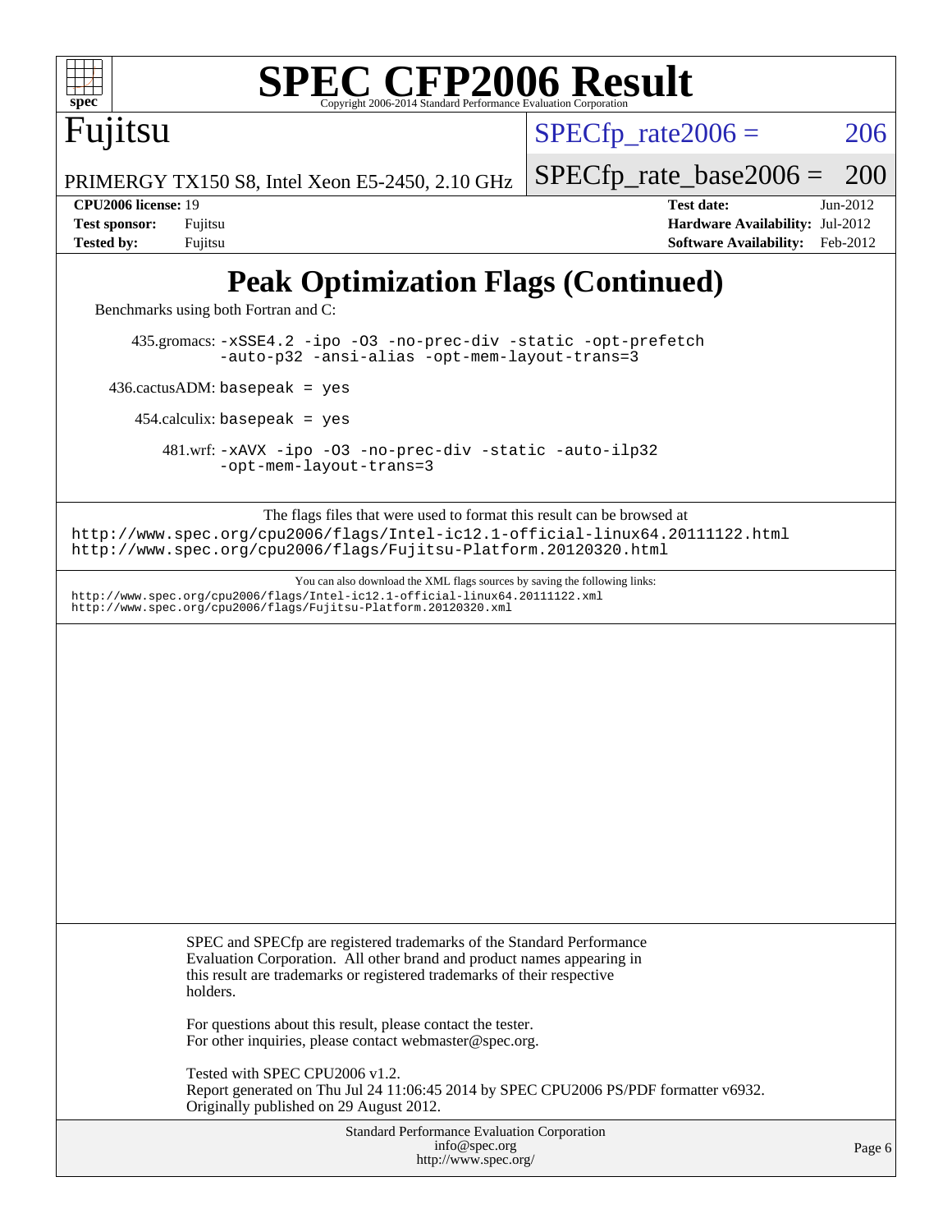# Peak Optimization Flags (Continued)

Benchmarks using both Fortran and C:

435.gromacs: -xSSE4.2 -ipo -O3 -no-prec-div -static -opt-prefetch -auto-p32 -ansi-alias -opt-mem-layout-trans=3

436.cactusADM: basepeak = yes

454.calculix: basepeak = yes

481.wrf: -xAVX -ipo -O3 -no-prec-div -static -auto-ilp32 -opt-mem-layout-trans=3

The flags files that were used to format this result can be browsed at
http://www.spec.org/cpu2006/flags/Intel-ic12.1-official-linux64.20111122.html
http://www.spec.org/cpu2006/flags/Fujitsu-Platform.20120320.html

You can also download the XML flags sources by saving the following links:
http://www.spec.org/cpu2006/flags/Intel-ic12.1-official-linux64.20111122.xml
http://www.spec.org/cpu2006/flags/Fujitsu-Platform.20120320.xml

SPEC and SPECfp are registered trademarks of the Standard Performance Evaluation Corporation. All other brand and product names appearing in this result are trademarks or registered trademarks of their respective holders.

For questions about this result, please contact the tester.
For other inquiries, please contact webmaster@spec.org.

Tested with SPEC CPU2006 v1.2.
Report generated on Thu Jul 24 11:06:45 2014 by SPEC CPU2006 PS/PDF formatter v6932.
Originally published on 29 August 2012.